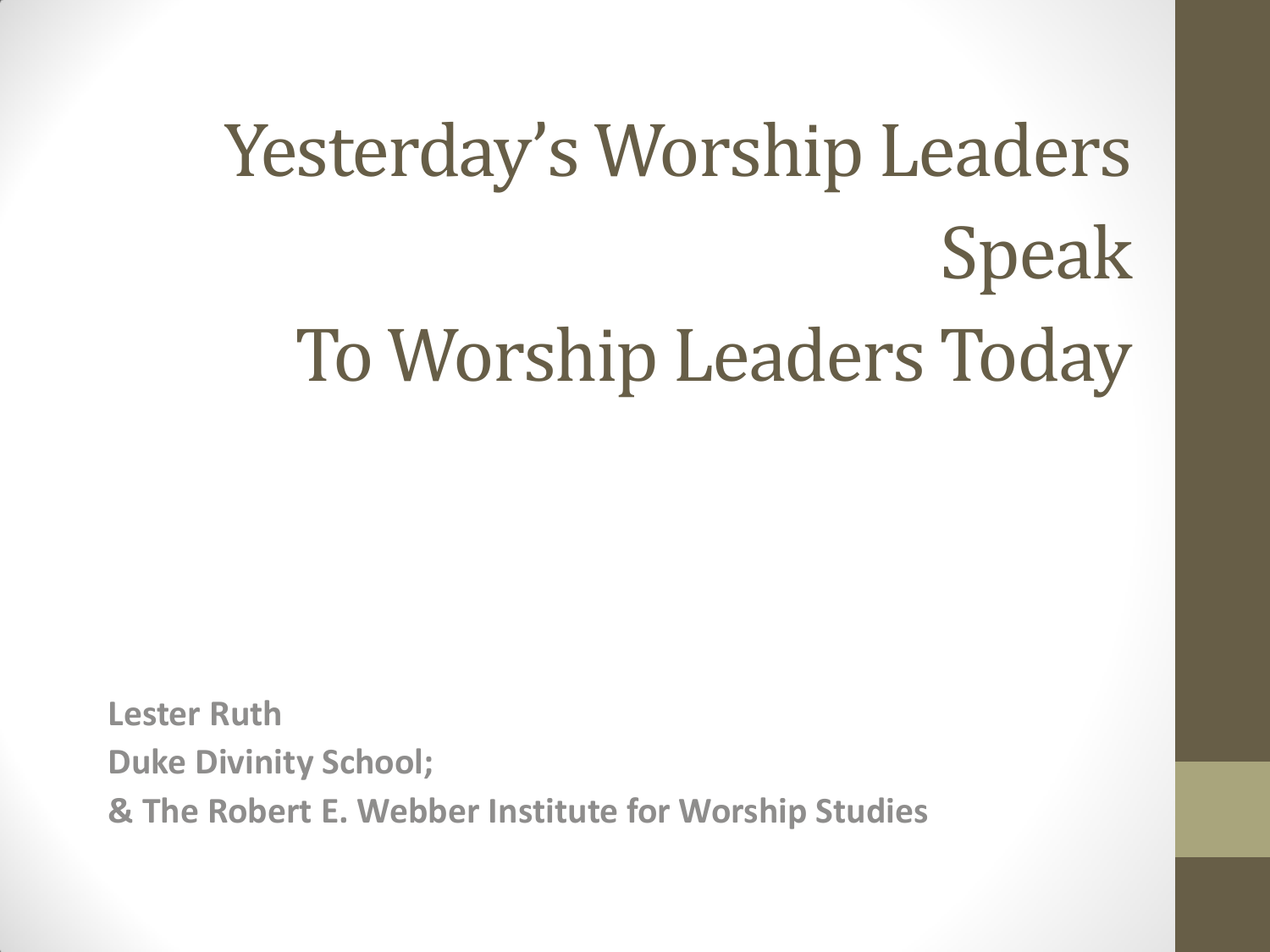# Yesterday's Worship Leaders Speak To Worship Leaders Today

**Lester Ruth**
**Duke Divinity School;**
**& The Robert E. Webber Institute for Worship Studies**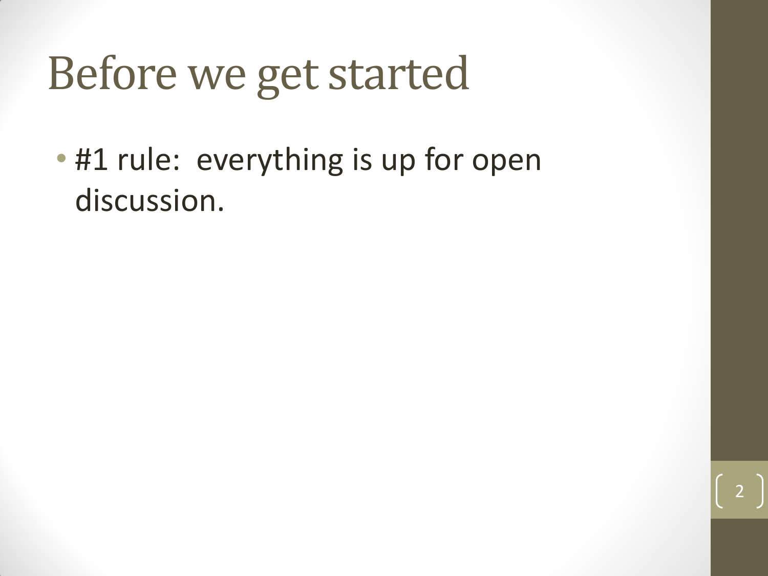# Before we get started

- #1 rule:  everything is up for open discussion.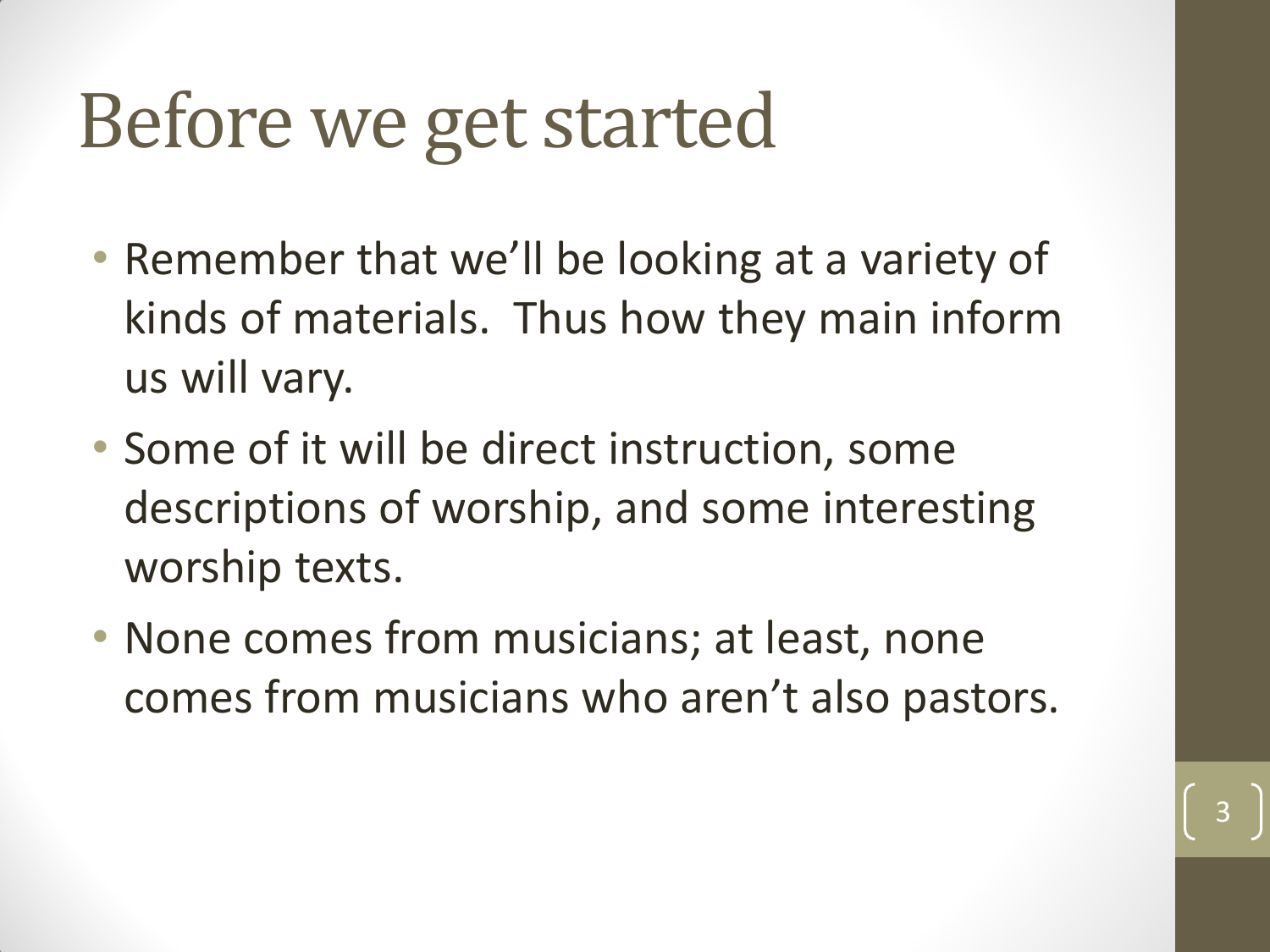# Before we get started

- Remember that we'll be looking at a variety of kinds of materials. Thus how they main inform us will vary.
- Some of it will be direct instruction, some descriptions of worship, and some interesting worship texts.
- None comes from musicians; at least, none comes from musicians who aren't also pastors.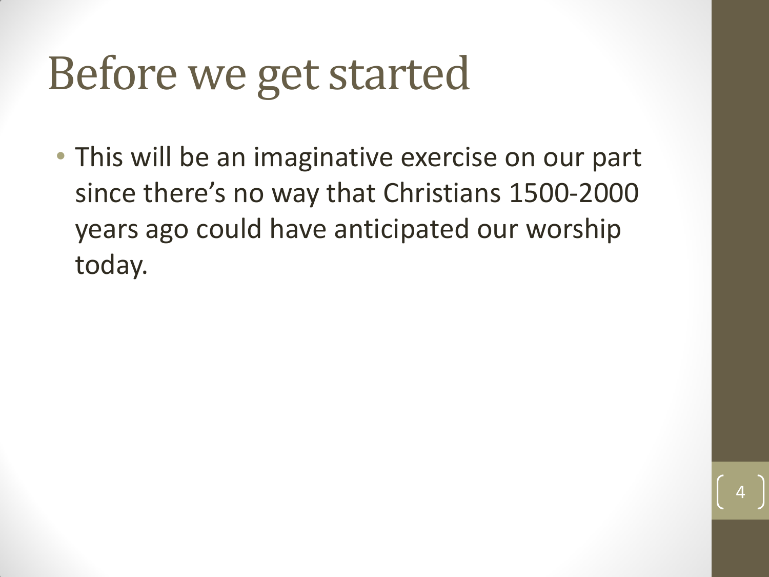# Before we get started

- This will be an imaginative exercise on our part since there's no way that Christians 1500-2000 years ago could have anticipated our worship today.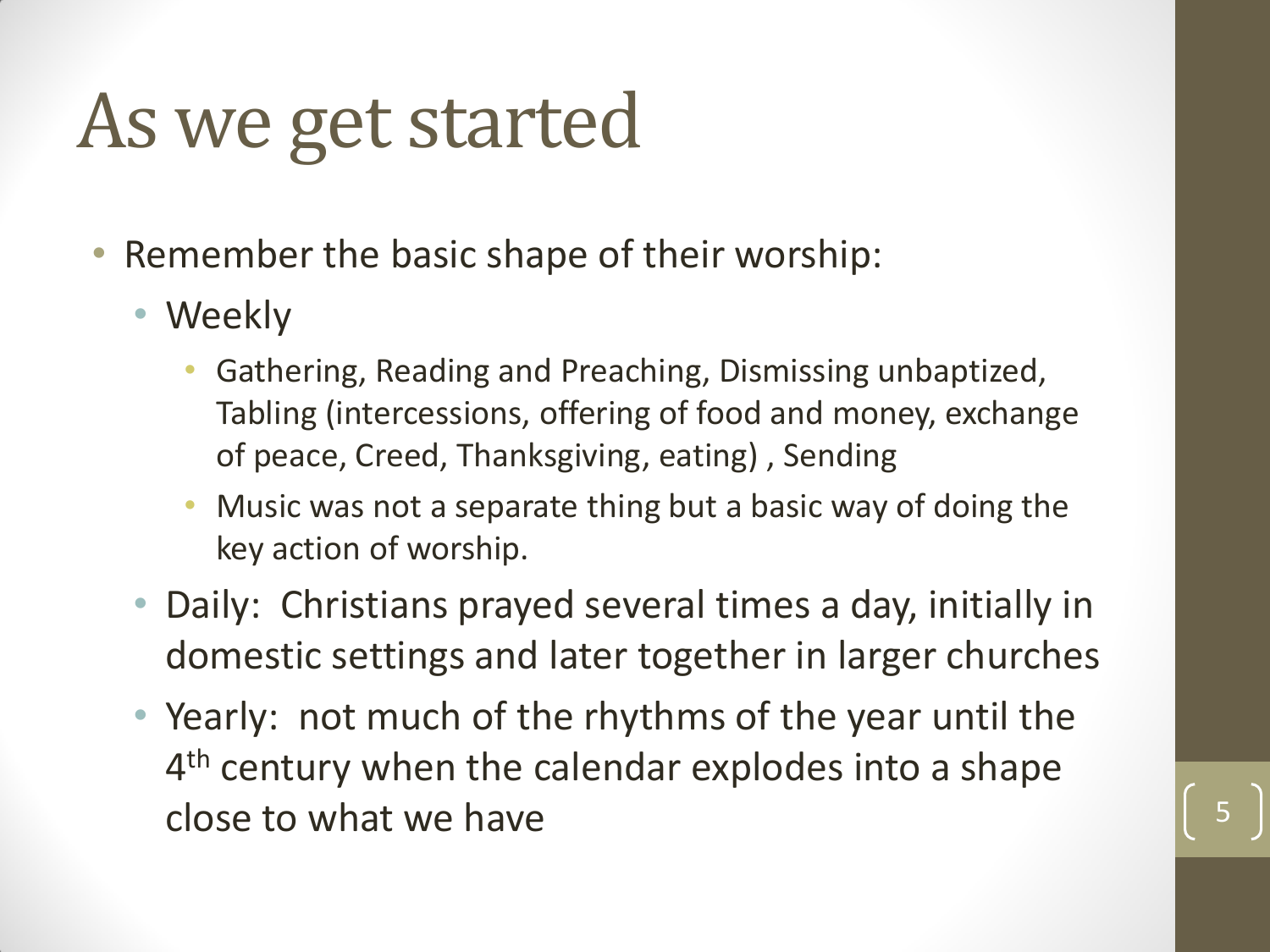# As we get started

- Remember the basic shape of their worship:
  - Weekly
    - Gathering, Reading and Preaching, Dismissing unbaptized, Tabling (intercessions, offering of food and money, exchange of peace, Creed, Thanksgiving, eating) , Sending
    - Music was not a separate thing but a basic way of doing the key action of worship.
  - Daily: Christians prayed several times a day, initially in domestic settings and later together in larger churches
  - Yearly: not much of the rhythms of the year until the 4th century when the calendar explodes into a shape close to what we have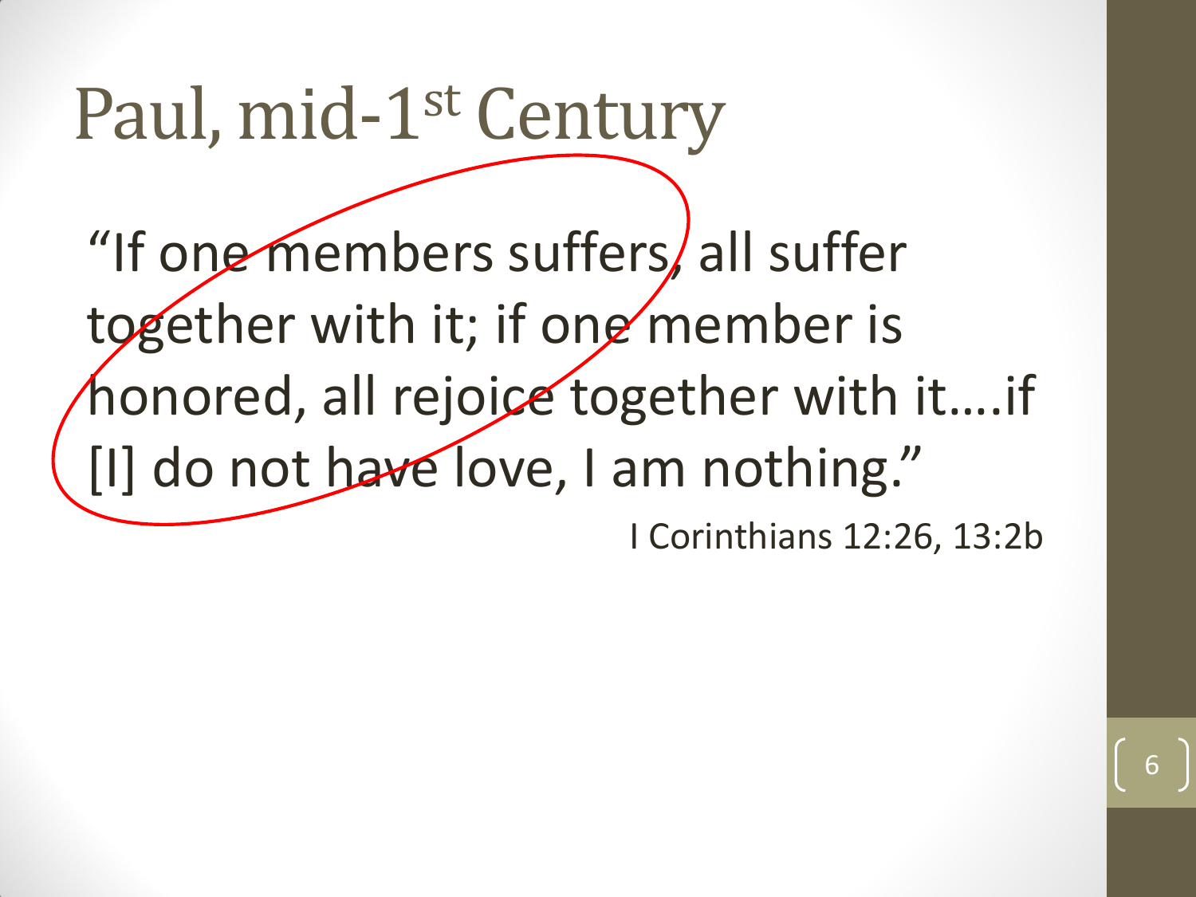# Paul, mid-1st Century

"If one members suffers, all suffer together with it; if one member is honored, all rejoice together with it....if [I] do not have love, I am nothing."

I Corinthians 12:26, 13:2b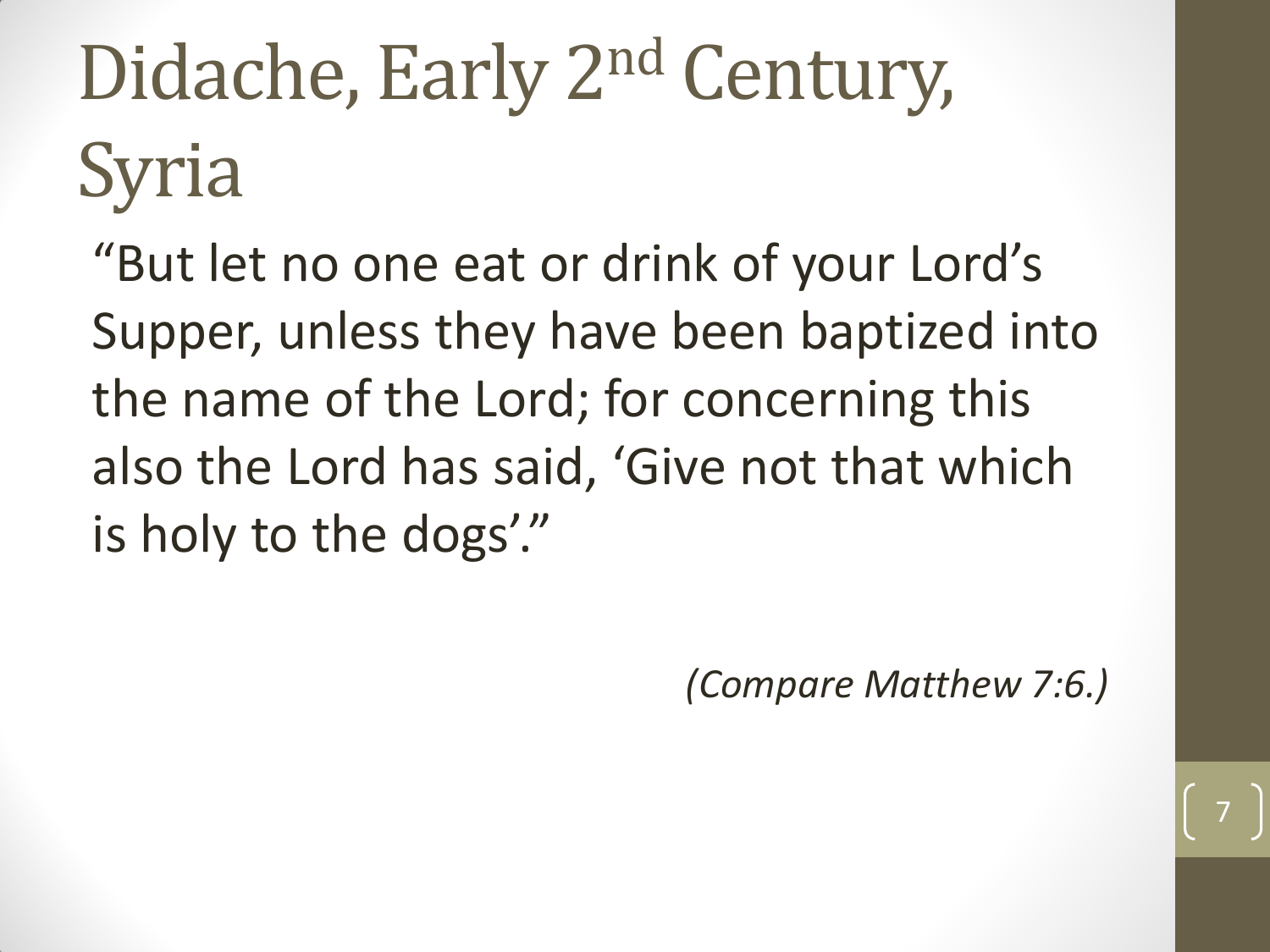# Didache, Early 2nd Century, Syria

"But let no one eat or drink of your Lord's Supper, unless they have been baptized into the name of the Lord; for concerning this also the Lord has said, 'Give not that which is holy to the dogs'."

*(Compare Matthew 7:6.)*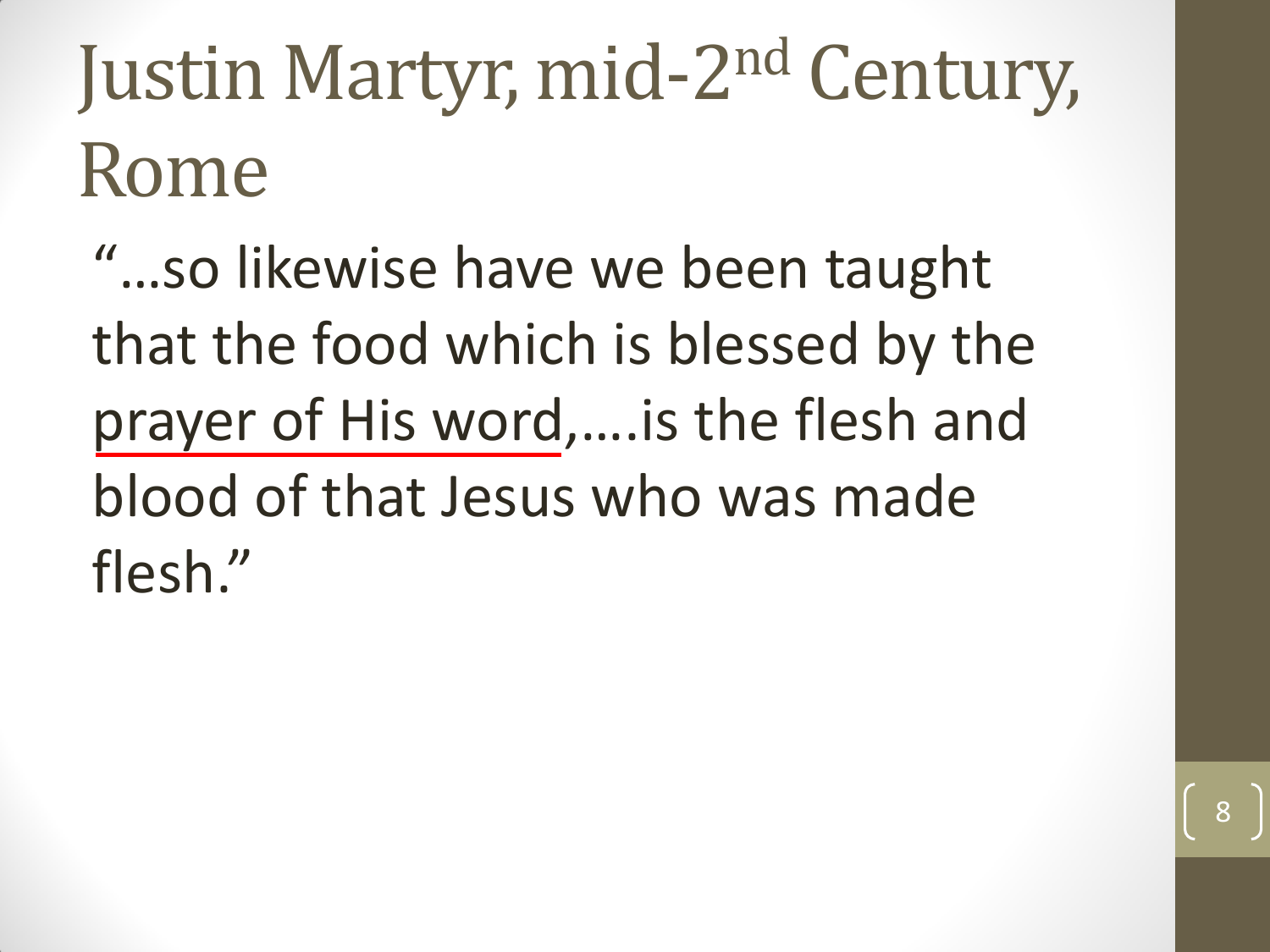# Justin Martyr, mid-2nd Century, Rome

"…so likewise have we been taught that the food which is blessed by the prayer of His word,….is the flesh and blood of that Jesus who was made flesh."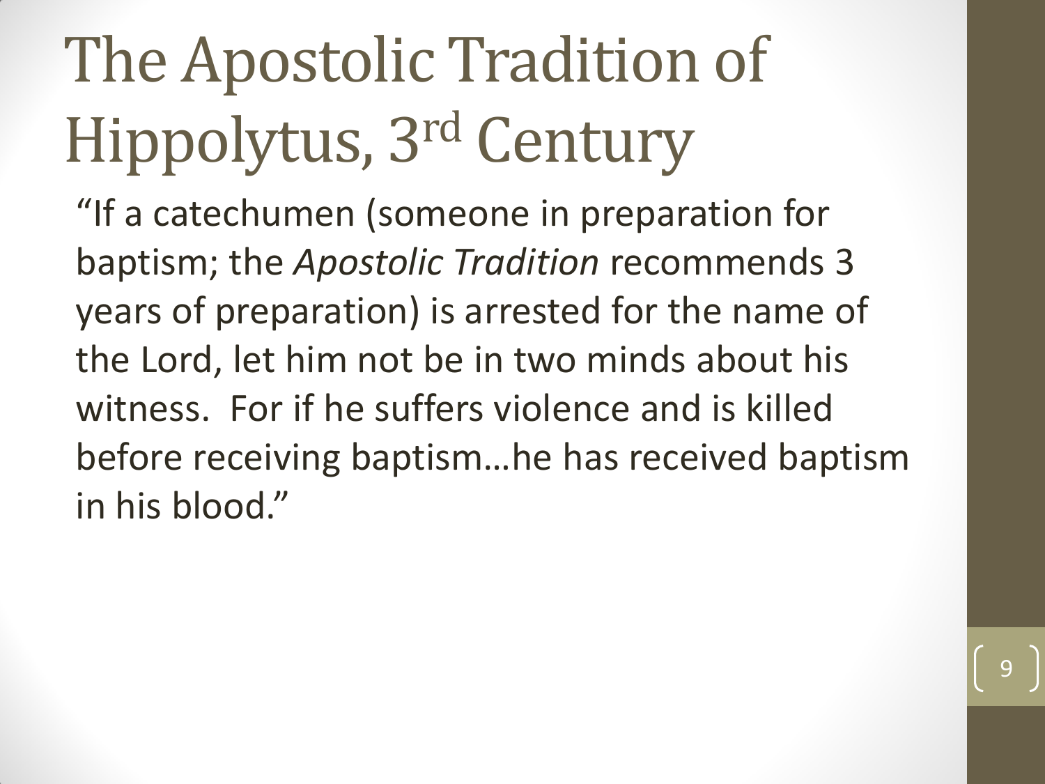# The Apostolic Tradition of Hippolytus, 3rd Century

"If a catechumen (someone in preparation for baptism; the *Apostolic Tradition* recommends 3 years of preparation) is arrested for the name of the Lord, let him not be in two minds about his witness. For if he suffers violence and is killed before receiving baptism…he has received baptism in his blood."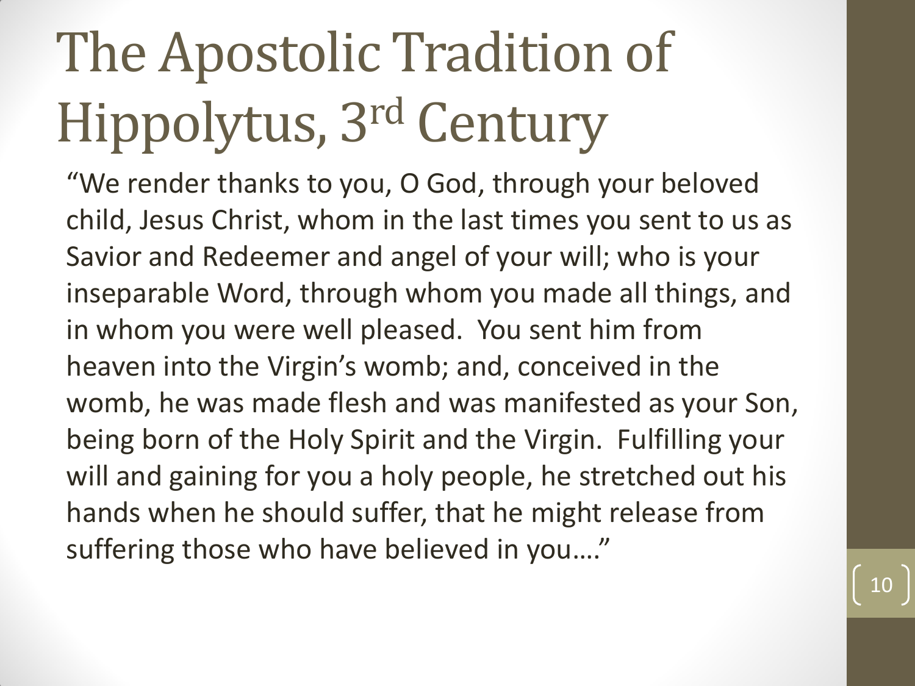# The Apostolic Tradition of Hippolytus, 3rd Century

"We render thanks to you, O God, through your beloved child, Jesus Christ, whom in the last times you sent to us as Savior and Redeemer and angel of your will; who is your inseparable Word, through whom you made all things, and in whom you were well pleased. You sent him from heaven into the Virgin's womb; and, conceived in the womb, he was made flesh and was manifested as your Son, being born of the Holy Spirit and the Virgin. Fulfilling your will and gaining for you a holy people, he stretched out his hands when he should suffer, that he might release from suffering those who have believed in you…."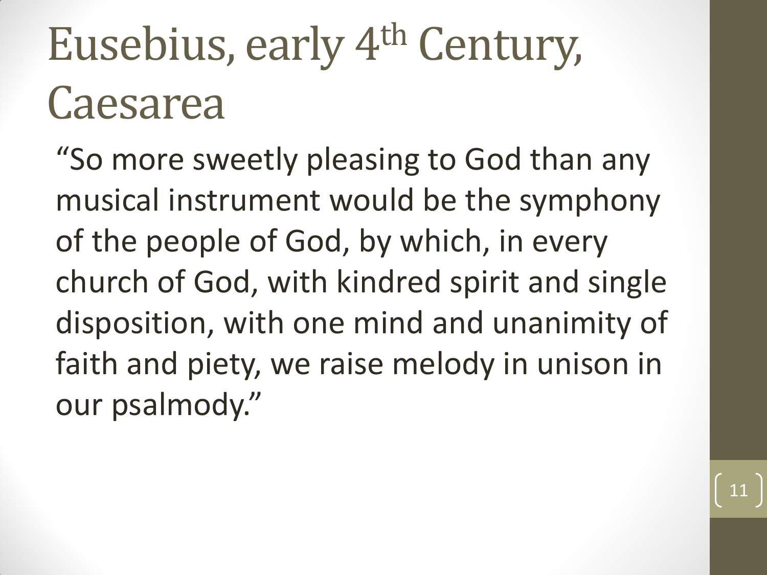# Eusebius, early 4th Century, Caesarea

"So more sweetly pleasing to God than any musical instrument would be the symphony of the people of God, by which, in every church of God, with kindred spirit and single disposition, with one mind and unanimity of faith and piety, we raise melody in unison in our psalmody."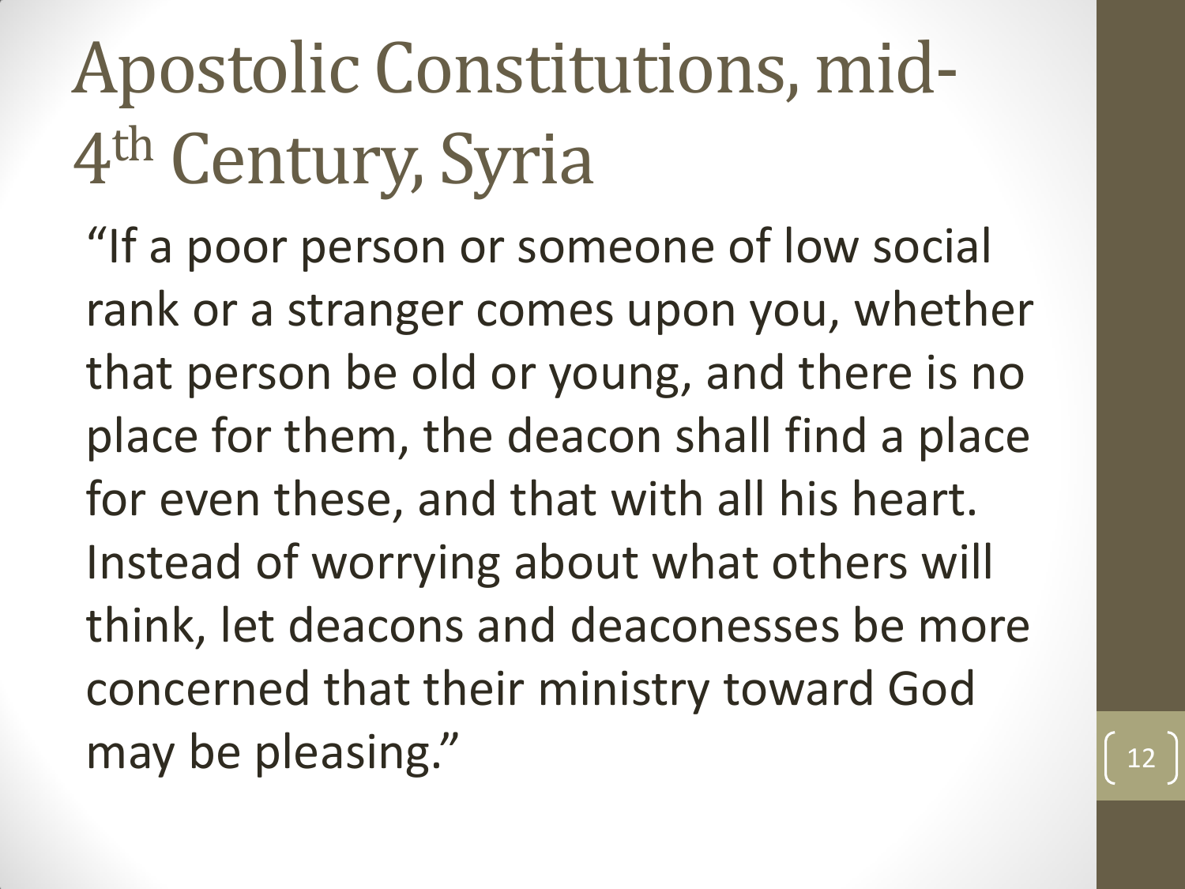# Apostolic Constitutions, mid-4th Century, Syria

"If a poor person or someone of low social rank or a stranger comes upon you, whether that person be old or young, and there is no place for them, the deacon shall find a place for even these, and that with all his heart. Instead of worrying about what others will think, let deacons and deaconesses be more concerned that their ministry toward God may be pleasing."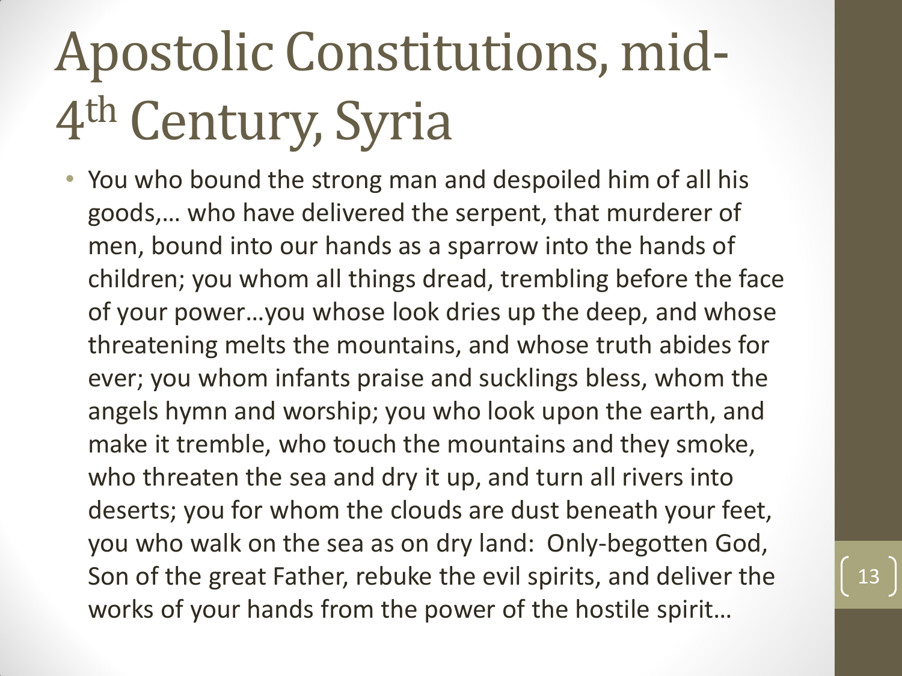# Apostolic Constitutions, mid-4th Century, Syria

- You who bound the strong man and despoiled him of all his goods,… who have delivered the serpent, that murderer of men, bound into our hands as a sparrow into the hands of children; you whom all things dread, trembling before the face of your power…you whose look dries up the deep, and whose threatening melts the mountains, and whose truth abides for ever; you whom infants praise and sucklings bless, whom the angels hymn and worship; you who look upon the earth, and make it tremble, who touch the mountains and they smoke, who threaten the sea and dry it up, and turn all rivers into deserts; you for whom the clouds are dust beneath your feet, you who walk on the sea as on dry land: Only-begotten God, Son of the great Father, rebuke the evil spirits, and deliver the works of your hands from the power of the hostile spirit…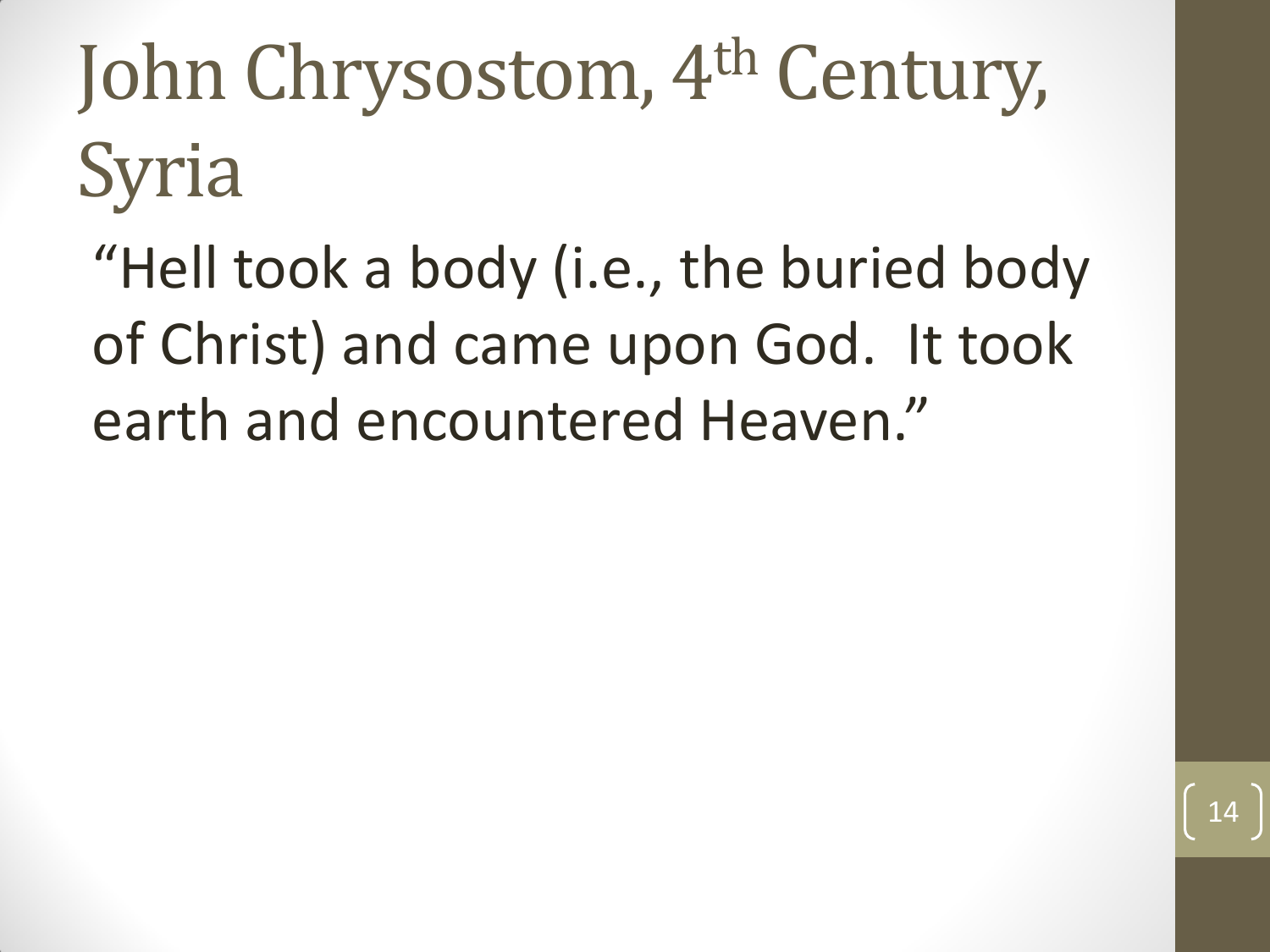# John Chrysostom, 4th Century, Syria

"Hell took a body (i.e., the buried body of Christ) and came upon God. It took earth and encountered Heaven."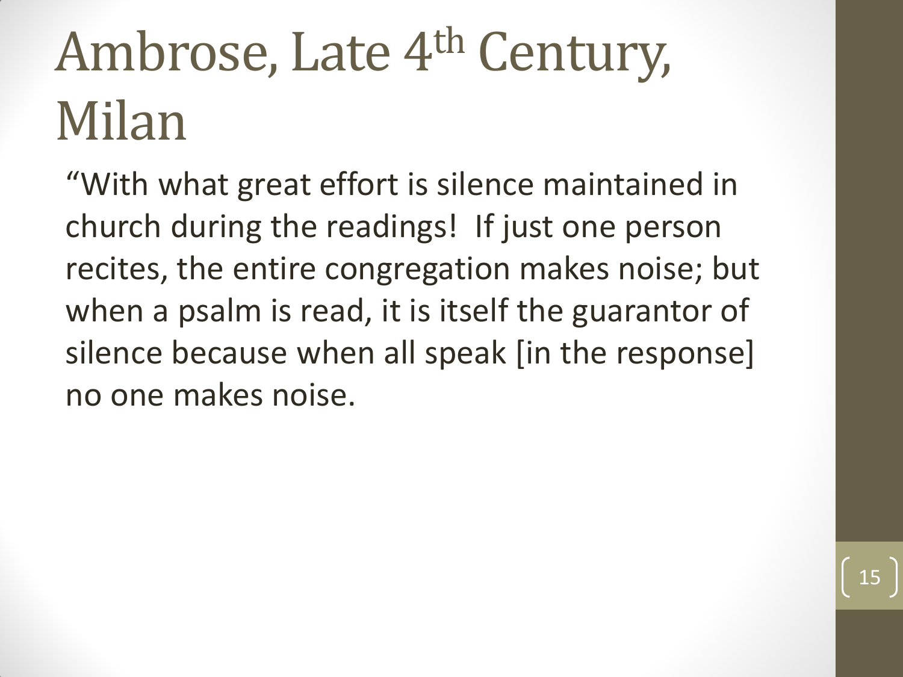# Ambrose, Late 4th Century, Milan

"With what great effort is silence maintained in church during the readings! If just one person recites, the entire congregation makes noise; but when a psalm is read, it is itself the guarantor of silence because when all speak [in the response] no one makes noise.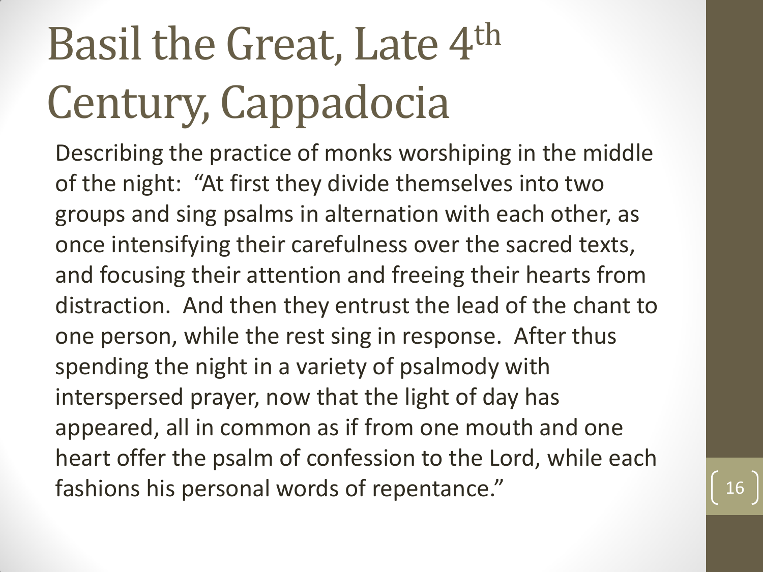# Basil the Great, Late 4th Century, Cappadocia

Describing the practice of monks worshiping in the middle of the night:  "At first they divide themselves into two groups and sing psalms in alternation with each other, as once intensifying their carefulness over the sacred texts, and focusing their attention and freeing their hearts from distraction.  And then they entrust the lead of the chant to one person, while the rest sing in response.  After thus spending the night in a variety of psalmody with interspersed prayer, now that the light of day has appeared, all in common as if from one mouth and one heart offer the psalm of confession to the Lord, while each fashions his personal words of repentance."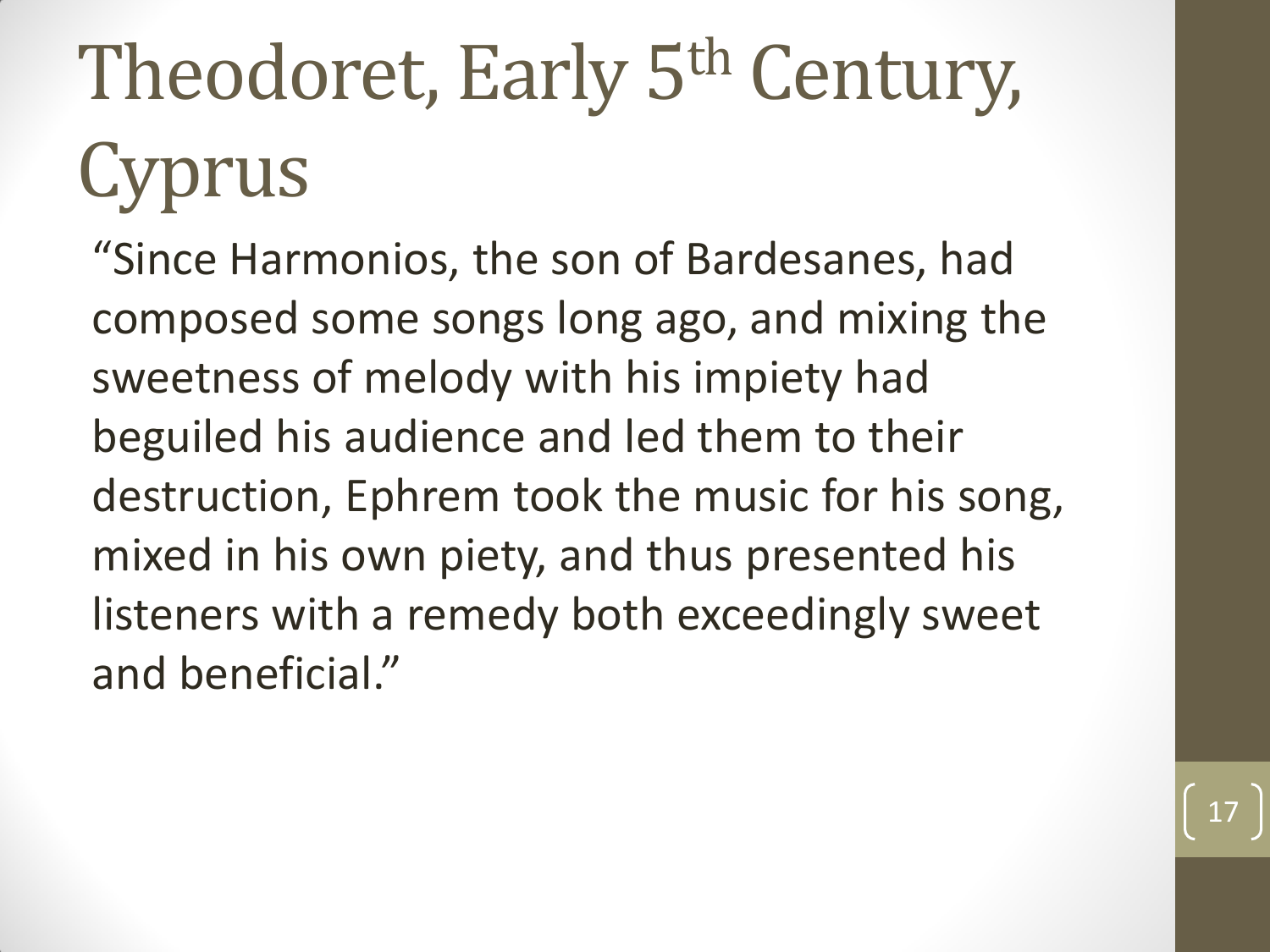# Theodoret, Early 5th Century, Cyprus

"Since Harmonios, the son of Bardesanes, had composed some songs long ago, and mixing the sweetness of melody with his impiety had beguiled his audience and led them to their destruction, Ephrem took the music for his song, mixed in his own piety, and thus presented his listeners with a remedy both exceedingly sweet and beneficial."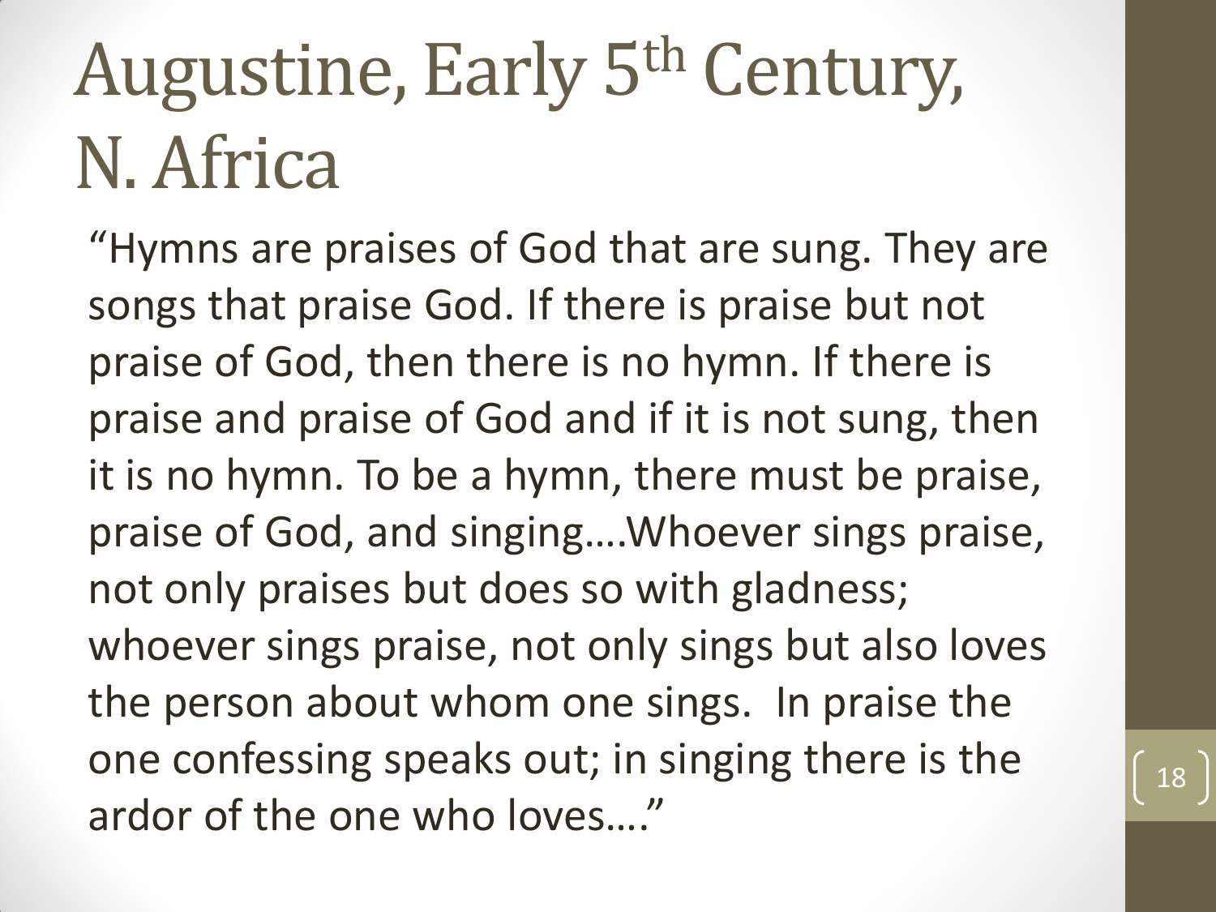# Augustine, Early 5th Century, N. Africa

"Hymns are praises of God that are sung. They are songs that praise God. If there is praise but not praise of God, then there is no hymn. If there is praise and praise of God and if it is not sung, then it is no hymn. To be a hymn, there must be praise, praise of God, and singing….Whoever sings praise, not only praises but does so with gladness; whoever sings praise, not only sings but also loves the person about whom one sings. In praise the one confessing speaks out; in singing there is the ardor of the one who loves…."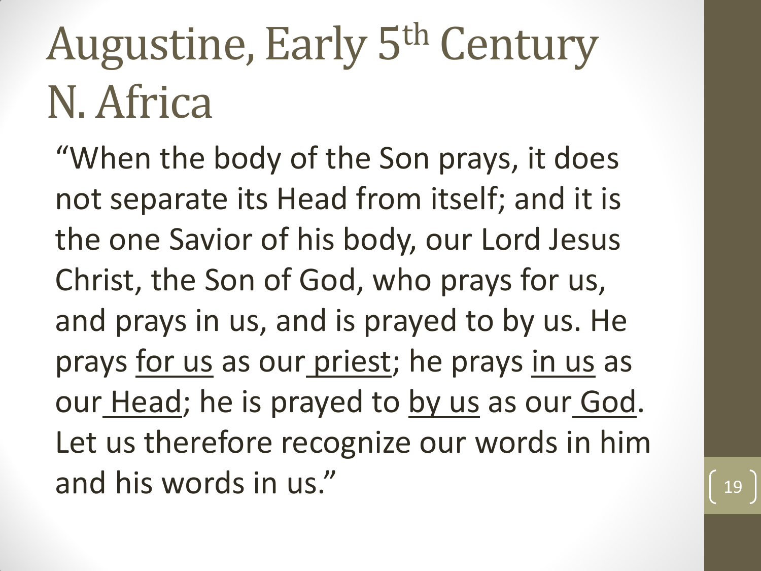# Augustine, Early 5th Century N. Africa

"When the body of the Son prays, it does not separate its Head from itself; and it is the one Savior of his body, our Lord Jesus Christ, the Son of God, who prays for us, and prays in us, and is prayed to by us. He prays <u>for us</u> as our <u>priest</u>; he prays <u>in us</u> as our <u>Head</u>; he is prayed to <u>by us</u> as our <u>God</u>. Let us therefore recognize our words in him and his words in us."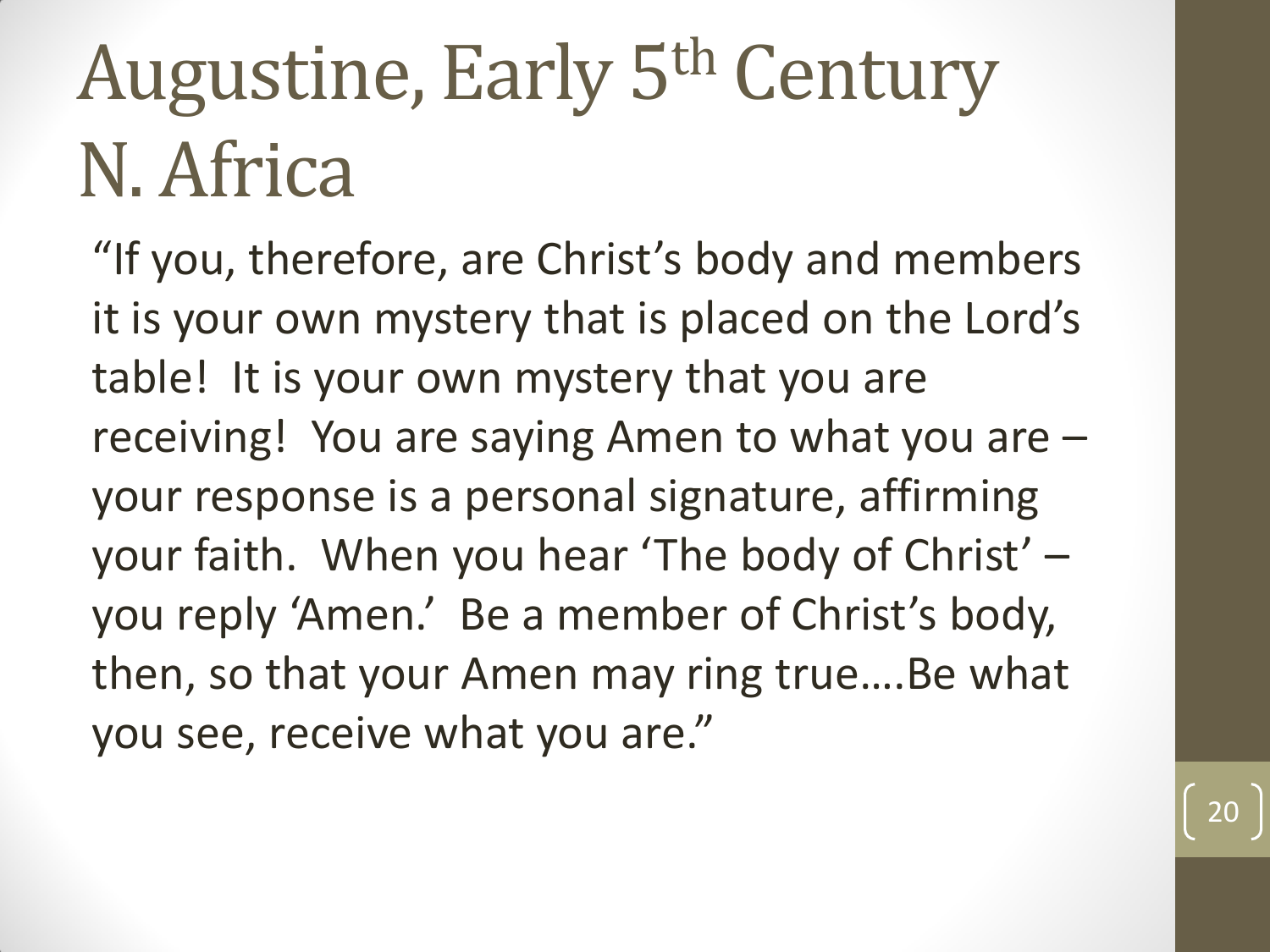# Augustine, Early 5th Century N. Africa

"If you, therefore, are Christ's body and members it is your own mystery that is placed on the Lord's table! It is your own mystery that you are receiving! You are saying Amen to what you are – your response is a personal signature, affirming your faith. When you hear 'The body of Christ' – you reply 'Amen.' Be a member of Christ's body, then, so that your Amen may ring true….Be what you see, receive what you are."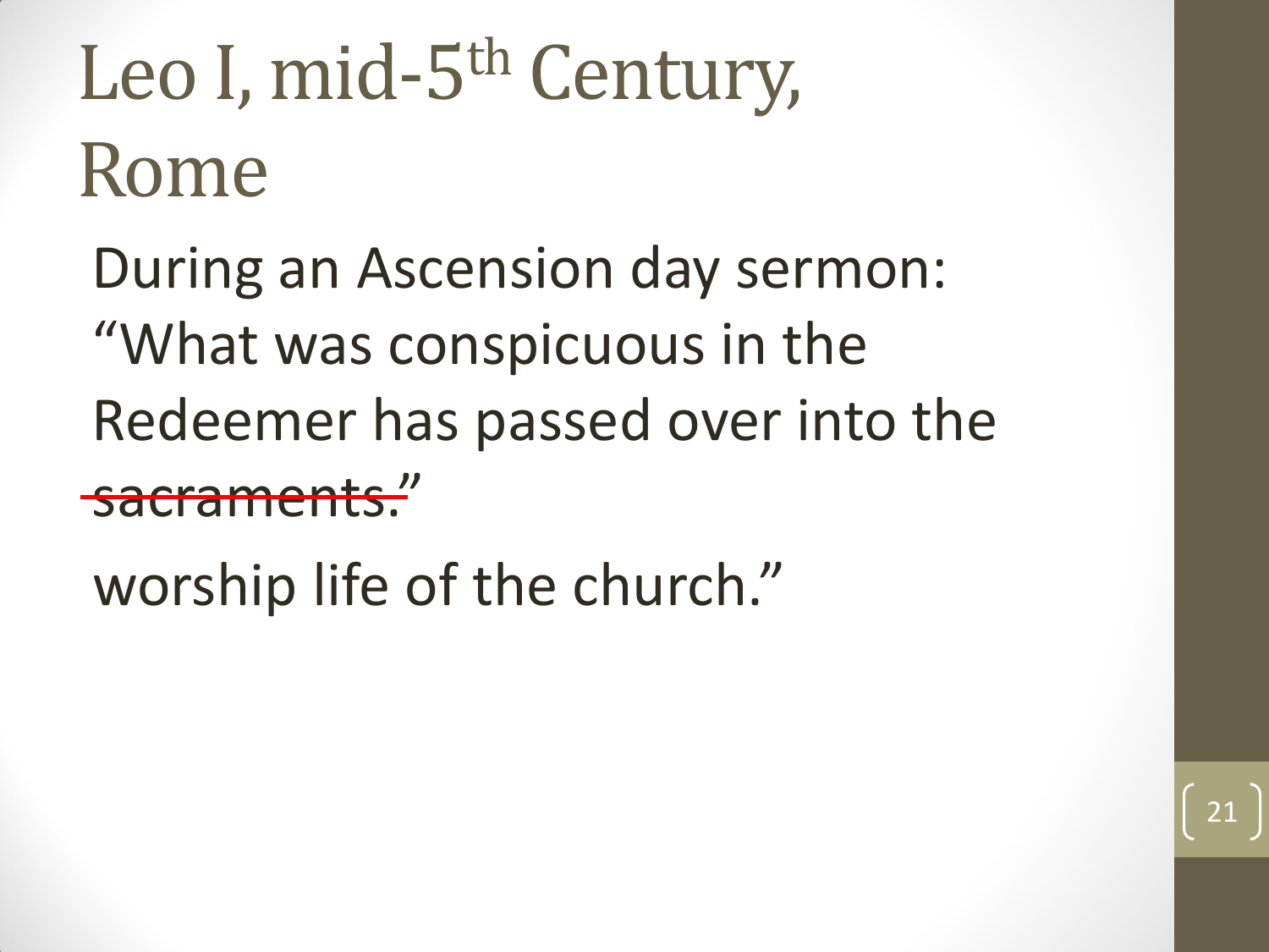# Leo I, mid-5th Century, Rome

During an Ascension day sermon: "What was conspicuous in the Redeemer has passed over into the ~~sacraments."~~

worship life of the church."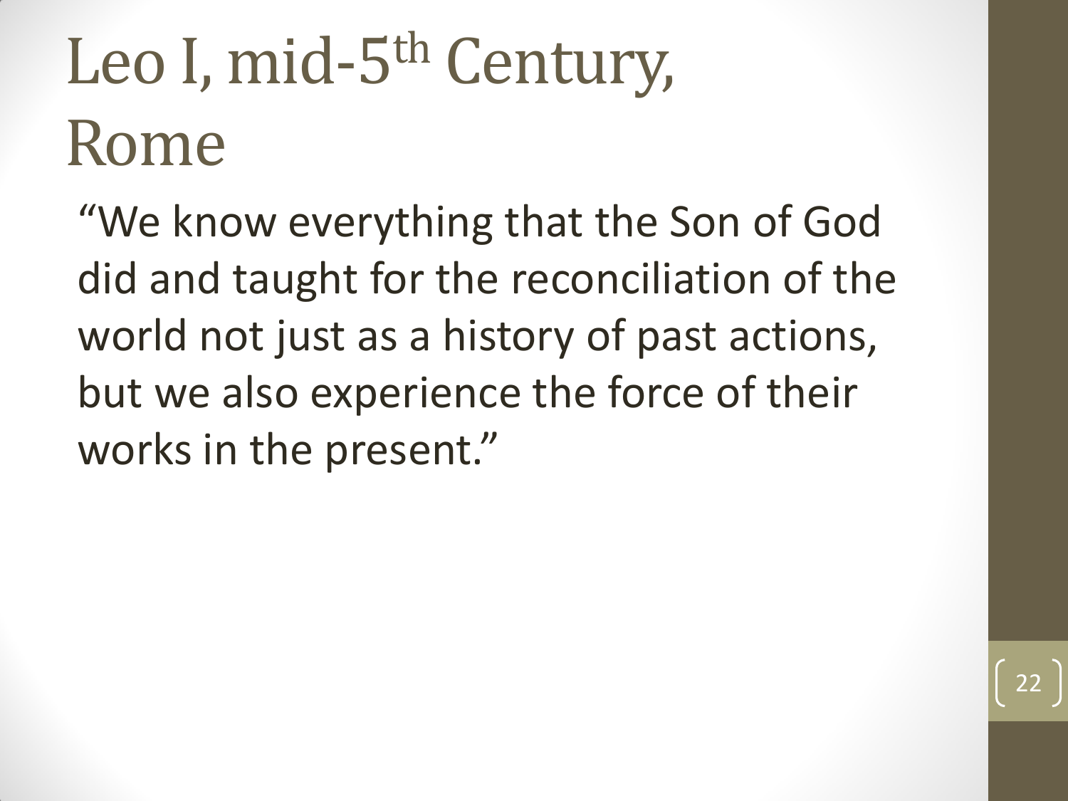# Leo I, mid-5th Century, Rome

"We know everything that the Son of God did and taught for the reconciliation of the world not just as a history of past actions, but we also experience the force of their works in the present."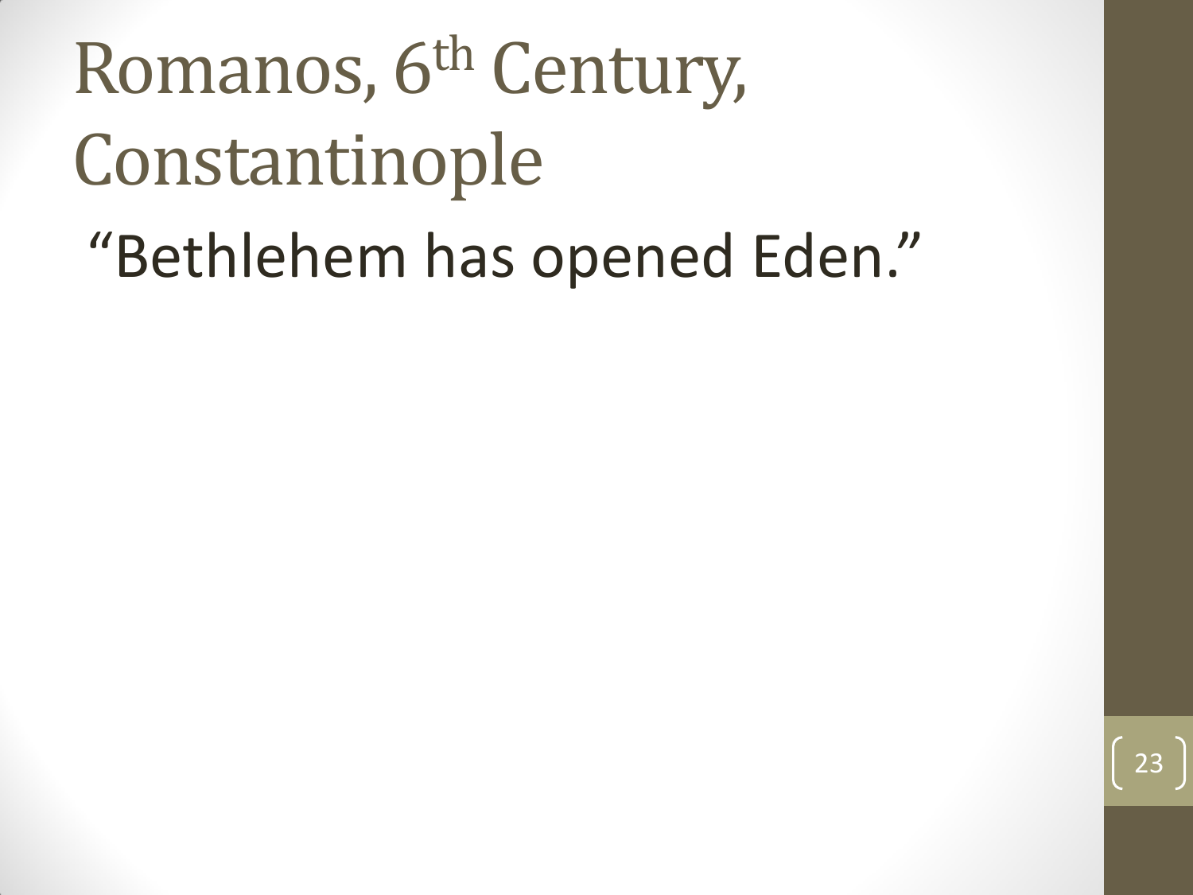# Romanos, 6th Century, Constantinople

"Bethlehem has opened Eden."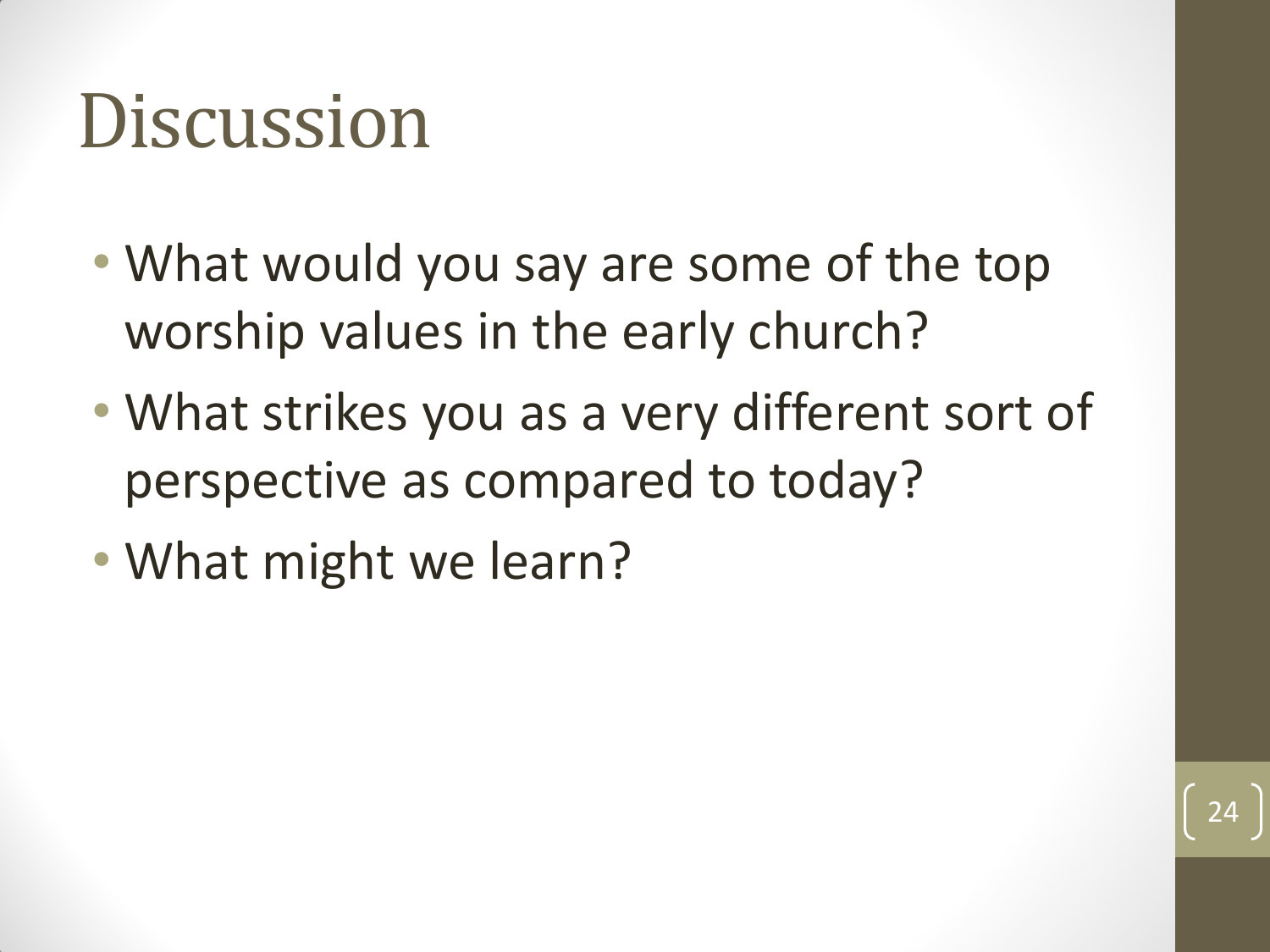# Discussion

- What would you say are some of the top worship values in the early church?
- What strikes you as a very different sort of perspective as compared to today?
- What might we learn?